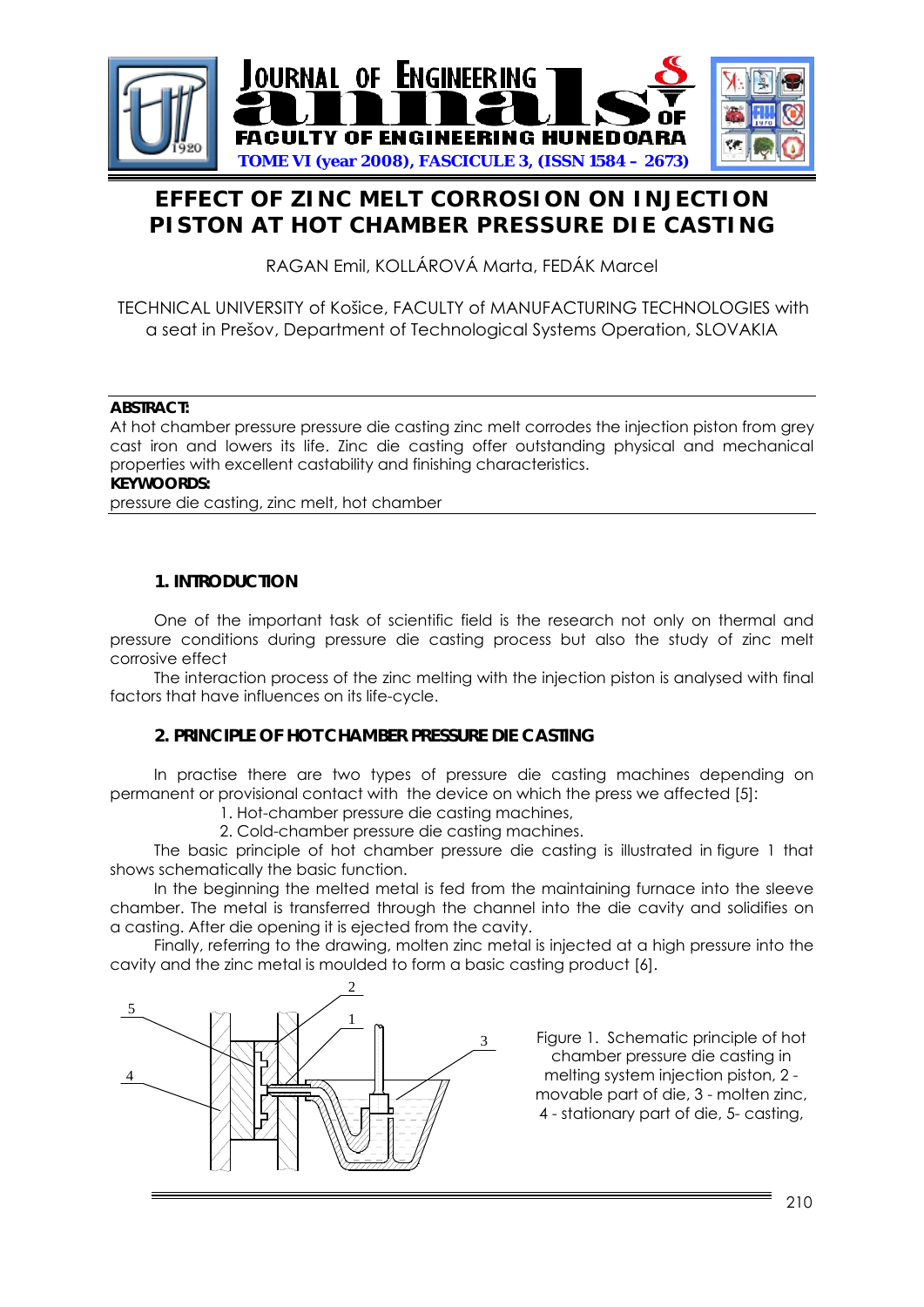# EFFECT OF ZINC MELT CORROSION ON INJECTION PISTON AT HOT CHAMBER PRESSURE DIE CASTING

RAGAN Emil, KOLLÁROVÁ Marta, FEDÁK Marcel

TECHNICAL UNIVERSITY of Košice, FACULTY of MANUFACTURING TECHNOLOGIES with a seat in Prešov, Department of Technological Systems Operation, SLOVAKIA

**ABSTRACT:**
At hot chamber pressure pressure die casting zinc melt corrodes the injection piston from grey cast iron and lowers its life. Zinc die casting offer outstanding physical and mechanical properties with excellent castability and finishing characteristics.

**KEYWOORDS:**
pressure die casting, zinc melt, hot chamber

## 1. INTRODUCTION

One of the important task of scientific field is the research not only on thermal and pressure conditions during pressure die casting process but also the study of zinc melt corrosive effect

The interaction process of the zinc melting with the injection piston is analysed with final factors that have influences on its life-cycle.

## 2. PRINCIPLE OF HOT CHAMBER PRESSURE DIE CASTING

In practise there are two types of pressure die casting machines depending on permanent or provisional contact with the device on which the press we affected [5]:

1. Hot-chamber pressure die casting machines,
2. Cold-chamber pressure die casting machines.

The basic principle of hot chamber pressure die casting is illustrated in figure 1 that shows schematically the basic function.

In the beginning the melted metal is fed from the maintaining furnace into the sleeve chamber. The metal is transferred through the channel into the die cavity and solidifies on a casting. After die opening it is ejected from the cavity.

Finally, referring to the drawing, molten zinc metal is injected at a high pressure into the cavity and the zinc metal is moulded to form a basic casting product [6].

Figure 1. Schematic principle of hot chamber pressure die casting in melting system injection piston, 2 - movable part of die, 3 - molten zinc, 4 - stationary part of die, 5- casting,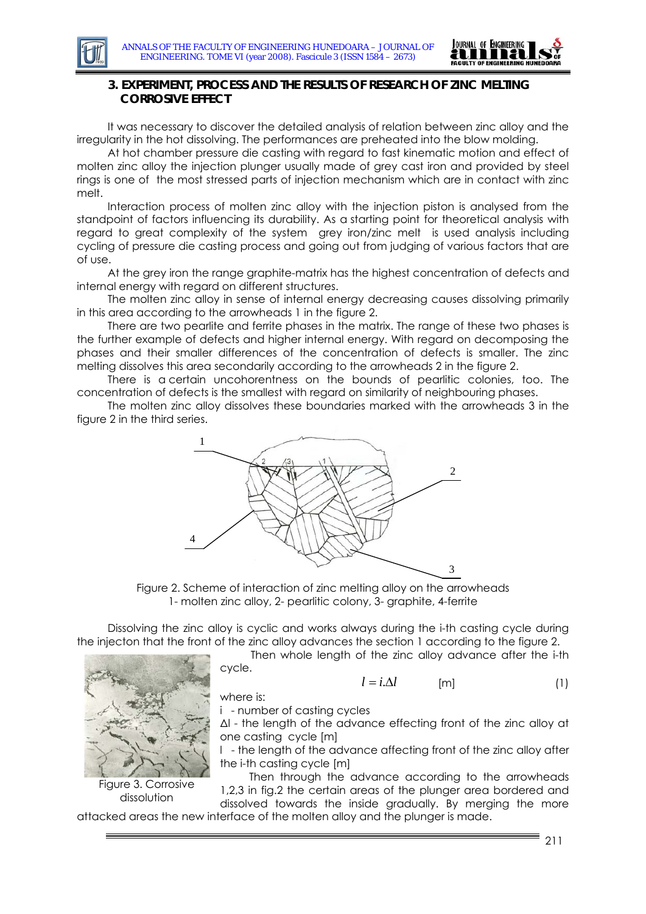### 3. EXPERIMENT, PROCESS AND THE RESULTS OF RESEARCH OF ZINC MELTING CORROSIVE EFFECT

It was necessary to discover the detailed analysis of relation between zinc alloy and the irregularity in the hot dissolving. The performances are preheated into the blow molding.

At hot chamber pressure die casting with regard to fast kinematic motion and effect of molten zinc alloy the injection plunger usually made of grey cast iron and provided by steel rings is one of the most stressed parts of injection mechanism which are in contact with zinc melt.

Interaction process of molten zinc alloy with the injection piston is analysed from the standpoint of factors influencing its durability. As a starting point for theoretical analysis with regard to great complexity of the system grey iron/zinc melt is used analysis including cycling of pressure die casting process and going out from judging of various factors that are of use.

At the grey iron the range graphite-matrix has the highest concentration of defects and internal energy with regard on different structures.

The molten zinc alloy in sense of internal energy decreasing causes dissolving primarily in this area according to the arrowheads 1 in the figure 2.

There are two pearlite and ferrite phases in the matrix. The range of these two phases is the further example of defects and higher internal energy. With regard on decomposing the phases and their smaller differences of the concentration of defects is smaller. The zinc melting dissolves this area secondarily according to the arrowheads 2 in the figure 2.

There is a certain uncohorentness on the bounds of pearlitic colonies, too. The concentration of defects is the smallest with regard on similarity of neighbouring phases.

The molten zinc alloy dissolves these boundaries marked with the arrowheads 3 in the figure 2 in the third series.

Figure 2. Scheme of interaction of zinc melting alloy on the arrowheads
1- molten zinc alloy, 2- pearlitic colony, 3- graphite, 4-ferrite

Dissolving the zinc alloy is cyclic and works always during the i-th casting cycle during the injecton that the front of the zinc alloy advances the section 1 according to the figure 2.

Then whole length of the zinc alloy advance after the i-th cycle.

$$l = i.\Delta l \qquad [\text{m}] \tag{1}$$

where is:

i - number of casting cycles

Δl - the length of the advance effecting front of the zinc alloy at one casting cycle [m]

l - the length of the advance affecting front of the zinc alloy after the i-th casting cycle [m]

Then through the advance according to the arrowheads 1,2,3 in fig.2 the certain areas of the plunger area bordered and dissolved towards the inside gradually. By merging the more attacked areas the new interface of the molten alloy and the plunger is made.

Figure 3. Corrosive dissolution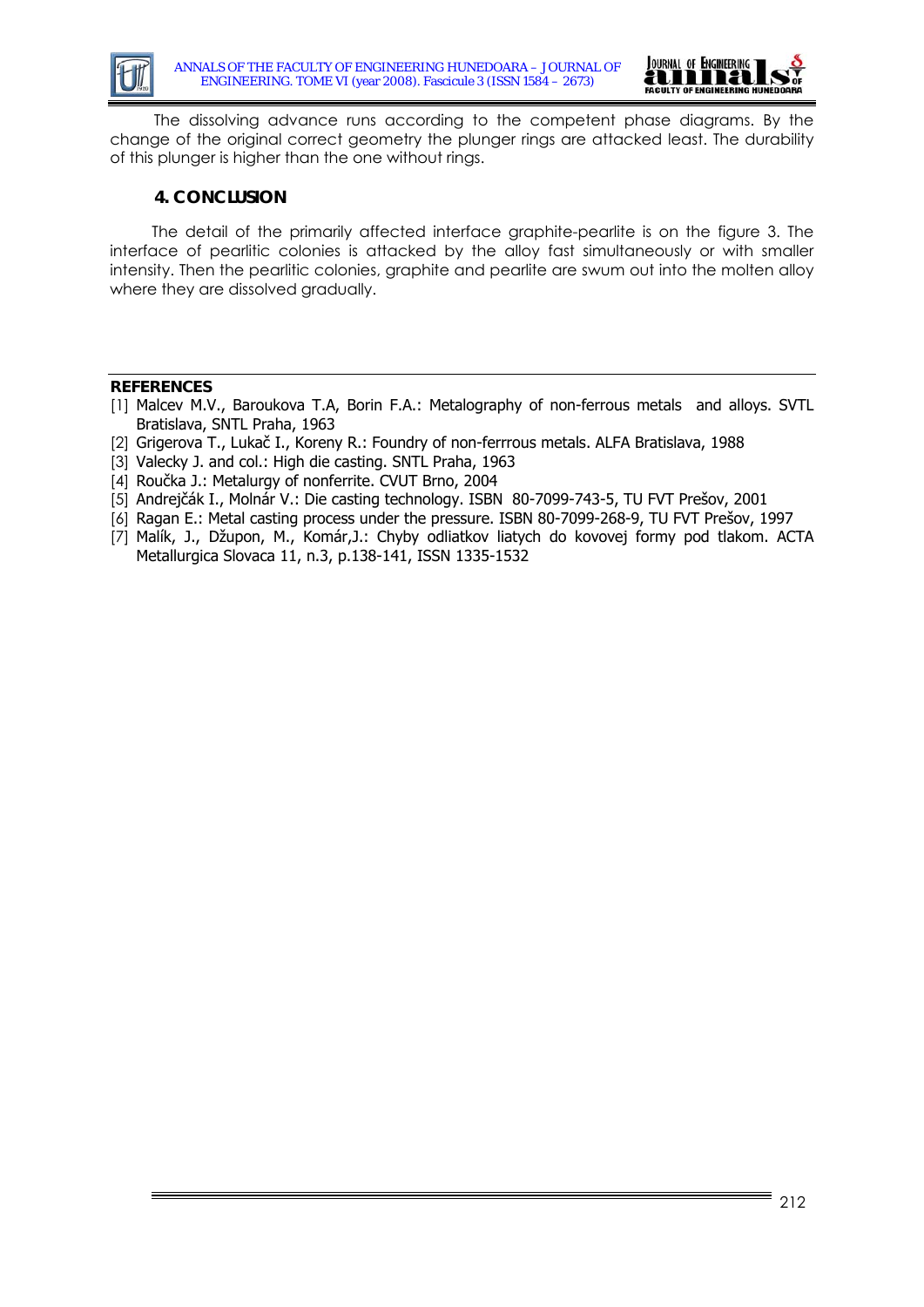The dissolving advance runs according to the competent phase diagrams. By the change of the original correct geometry the plunger rings are attacked least. The durability of this plunger is higher than the one without rings.

## 4. CONCLUSION

The detail of the primarily affected interface graphite-pearlite is on the figure 3. The interface of pearlitic colonies is attacked by the alloy fast simultaneously or with smaller intensity. Then the pearlitic colonies, graphite and pearlite are swum out into the molten alloy where they are dissolved gradually.

## REFERENCES

[1] Malcev M.V., Baroukova T.A, Borin F.A.: Metalography of non-ferrous metals and alloys. SVTL Bratislava, SNTL Praha, 1963

[2] Grigerova T., Lukač I., Koreny R.: Foundry of non-ferrrous metals. ALFA Bratislava, 1988

[3] Valecky J. and col.: High die casting. SNTL Praha, 1963

[4] Roučka J.: Metalurgy of nonferrite. CVUT Brno, 2004

[5] Andrejčák I., Molnár V.: Die casting technology. ISBN 80-7099-743-5, TU FVT Prešov, 2001

[6] Ragan E.: Metal casting process under the pressure. ISBN 80-7099-268-9, TU FVT Prešov, 1997

[7] Malík, J., Džupon, M., Komár,J.: Chyby odliatkov liatych do kovovej formy pod tlakom. ACTA Metallurgica Slovaca 11, n.3, p.138-141, ISSN 1335-1532